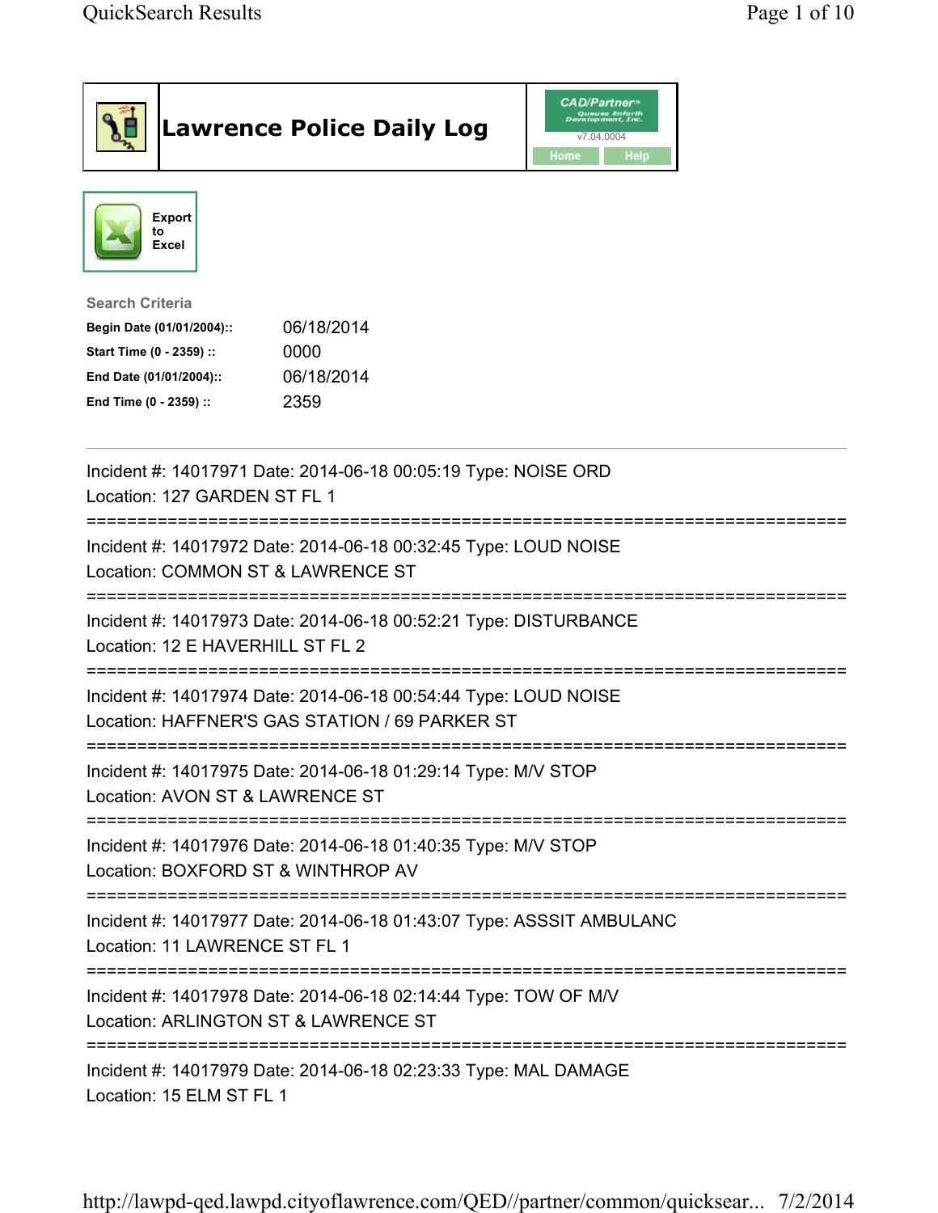# Lawrence Police Daily Log

CAD/Partner v7.04.0004

Home | Help

Export to Excel

**Search Criteria**

| | |
|---|---|
| **Begin Date (01/01/2004)::** | 06/18/2014 |
| **Start Time (0 - 2359) ::** | 0000 |
| **End Date (01/01/2004)::** | 06/18/2014 |
| **End Time (0 - 2359) ::** | 2359 |

---

Incident #: 14017971 Date: 2014-06-18 00:05:19 Type: NOISE ORD
Location: 127 GARDEN ST FL 1

===========================================================================

Incident #: 14017972 Date: 2014-06-18 00:32:45 Type: LOUD NOISE
Location: COMMON ST & LAWRENCE ST

===========================================================================

Incident #: 14017973 Date: 2014-06-18 00:52:21 Type: DISTURBANCE
Location: 12 E HAVERHILL ST FL 2

===========================================================================

Incident #: 14017974 Date: 2014-06-18 00:54:44 Type: LOUD NOISE
Location: HAFFNER'S GAS STATION / 69 PARKER ST

===========================================================================

Incident #: 14017975 Date: 2014-06-18 01:29:14 Type: M/V STOP
Location: AVON ST & LAWRENCE ST

===========================================================================

Incident #: 14017976 Date: 2014-06-18 01:40:35 Type: M/V STOP
Location: BOXFORD ST & WINTHROP AV

===========================================================================

Incident #: 14017977 Date: 2014-06-18 01:43:07 Type: ASSSIT AMBULANC
Location: 11 LAWRENCE ST FL 1

===========================================================================

Incident #: 14017978 Date: 2014-06-18 02:14:44 Type: TOW OF M/V
Location: ARLINGTON ST & LAWRENCE ST

===========================================================================

Incident #: 14017979 Date: 2014-06-18 02:23:33 Type: MAL DAMAGE
Location: 15 ELM ST FL 1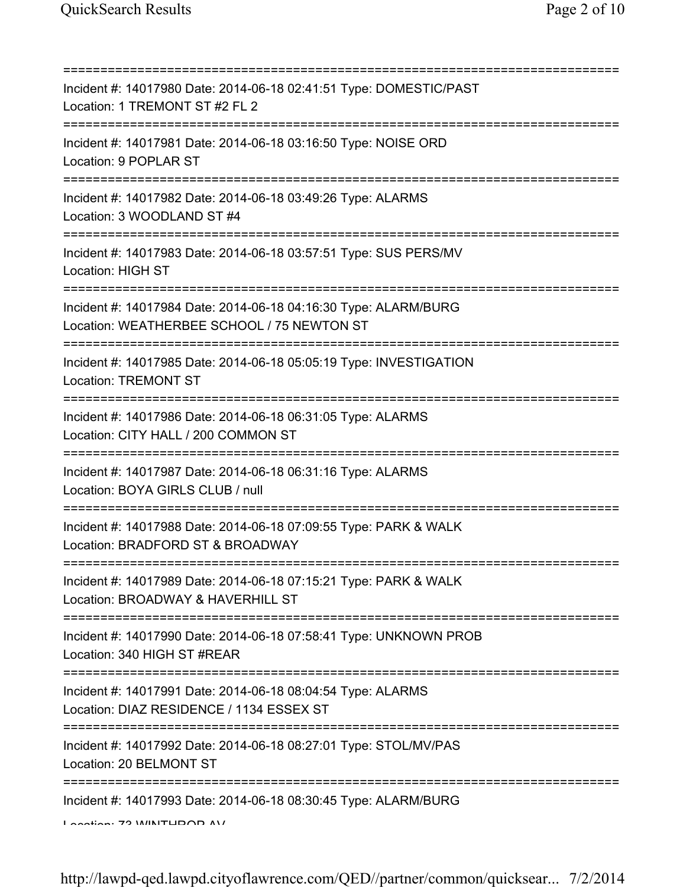Incident #: 14017980 Date: 2014-06-18 02:41:51 Type: DOMESTIC/PAST
Location: 1 TREMONT ST #2 FL 2

Incident #: 14017981 Date: 2014-06-18 03:16:50 Type: NOISE ORD
Location: 9 POPLAR ST

Incident #: 14017982 Date: 2014-06-18 03:49:26 Type: ALARMS
Location: 3 WOODLAND ST #4

Incident #: 14017983 Date: 2014-06-18 03:57:51 Type: SUS PERS/MV
Location: HIGH ST

Incident #: 14017984 Date: 2014-06-18 04:16:30 Type: ALARM/BURG
Location: WEATHERBEE SCHOOL / 75 NEWTON ST

Incident #: 14017985 Date: 2014-06-18 05:05:19 Type: INVESTIGATION
Location: TREMONT ST

Incident #: 14017986 Date: 2014-06-18 06:31:05 Type: ALARMS
Location: CITY HALL / 200 COMMON ST

Incident #: 14017987 Date: 2014-06-18 06:31:16 Type: ALARMS
Location: BOYA GIRLS CLUB / null

Incident #: 14017988 Date: 2014-06-18 07:09:55 Type: PARK & WALK
Location: BRADFORD ST & BROADWAY

Incident #: 14017989 Date: 2014-06-18 07:15:21 Type: PARK & WALK
Location: BROADWAY & HAVERHILL ST

Incident #: 14017990 Date: 2014-06-18 07:58:41 Type: UNKNOWN PROB
Location: 340 HIGH ST #REAR

Incident #: 14017991 Date: 2014-06-18 08:04:54 Type: ALARMS
Location: DIAZ RESIDENCE / 1134 ESSEX ST

Incident #: 14017992 Date: 2014-06-18 08:27:01 Type: STOL/MV/PAS
Location: 20 BELMONT ST

Incident #: 14017993 Date: 2014-06-18 08:30:45 Type: ALARM/BURG
Location: 73 WINTHROP AV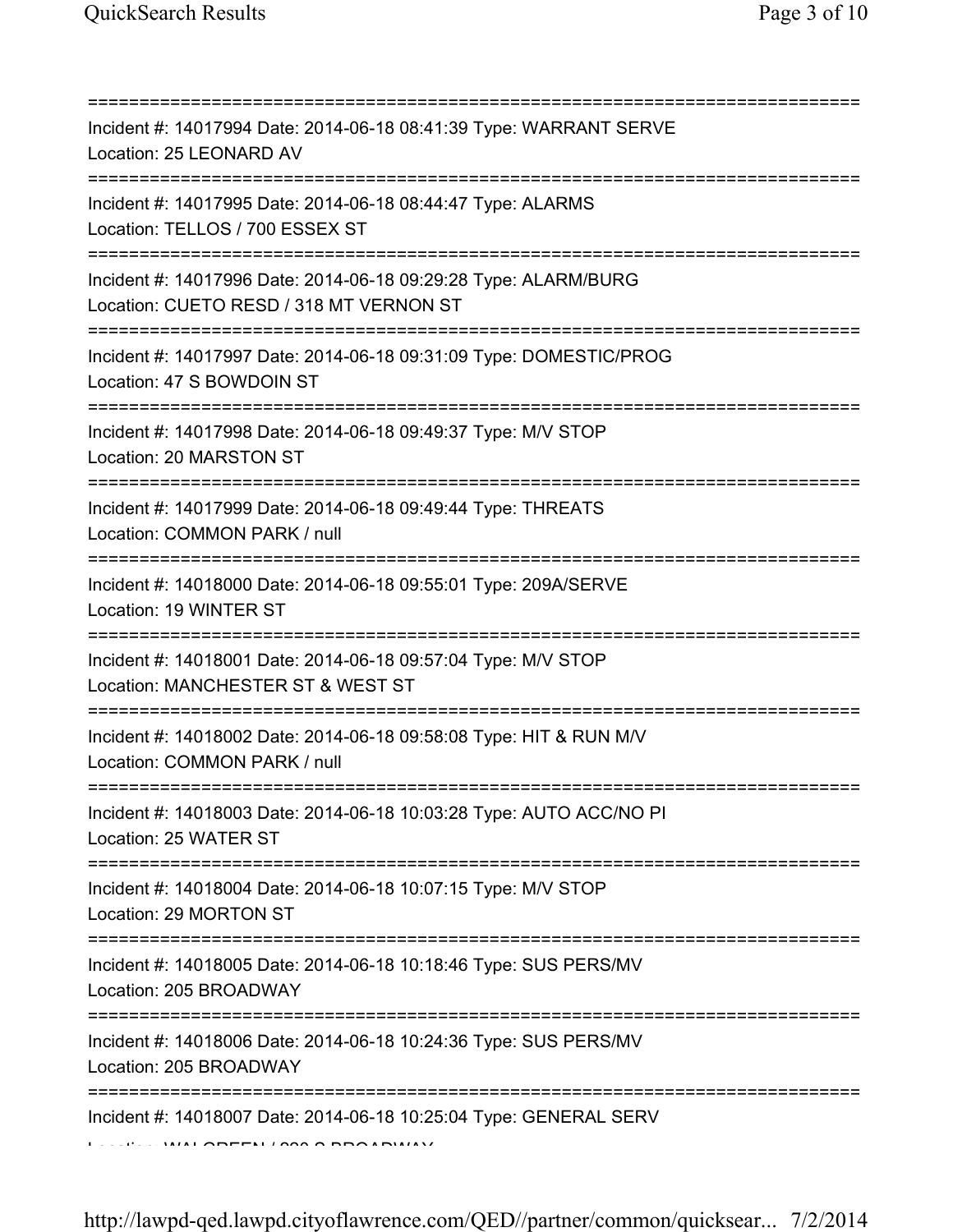==============================================================================
Incident #: 14017994 Date: 2014-06-18 08:41:39 Type: WARRANT SERVE
Location: 25 LEONARD AV
==============================================================================
Incident #: 14017995 Date: 2014-06-18 08:44:47 Type: ALARMS
Location: TELLOS / 700 ESSEX ST
==============================================================================
Incident #: 14017996 Date: 2014-06-18 09:29:28 Type: ALARM/BURG
Location: CUETO RESD / 318 MT VERNON ST
==============================================================================
Incident #: 14017997 Date: 2014-06-18 09:31:09 Type: DOMESTIC/PROG
Location: 47 S BOWDOIN ST
==============================================================================
Incident #: 14017998 Date: 2014-06-18 09:49:37 Type: M/V STOP
Location: 20 MARSTON ST
==============================================================================
Incident #: 14017999 Date: 2014-06-18 09:49:44 Type: THREATS
Location: COMMON PARK / null
==============================================================================
Incident #: 14018000 Date: 2014-06-18 09:55:01 Type: 209A/SERVE
Location: 19 WINTER ST
==============================================================================
Incident #: 14018001 Date: 2014-06-18 09:57:04 Type: M/V STOP
Location: MANCHESTER ST & WEST ST
==============================================================================
Incident #: 14018002 Date: 2014-06-18 09:58:08 Type: HIT & RUN M/V
Location: COMMON PARK / null
==============================================================================
Incident #: 14018003 Date: 2014-06-18 10:03:28 Type: AUTO ACC/NO PI
Location: 25 WATER ST
==============================================================================
Incident #: 14018004 Date: 2014-06-18 10:07:15 Type: M/V STOP
Location: 29 MORTON ST
==============================================================================
Incident #: 14018005 Date: 2014-06-18 10:18:46 Type: SUS PERS/MV
Location: 205 BROADWAY
==============================================================================
Incident #: 14018006 Date: 2014-06-18 10:24:36 Type: SUS PERS/MV
Location: 205 BROADWAY
==============================================================================
Incident #: 14018007 Date: 2014-06-18 10:25:04 Type: GENERAL SERV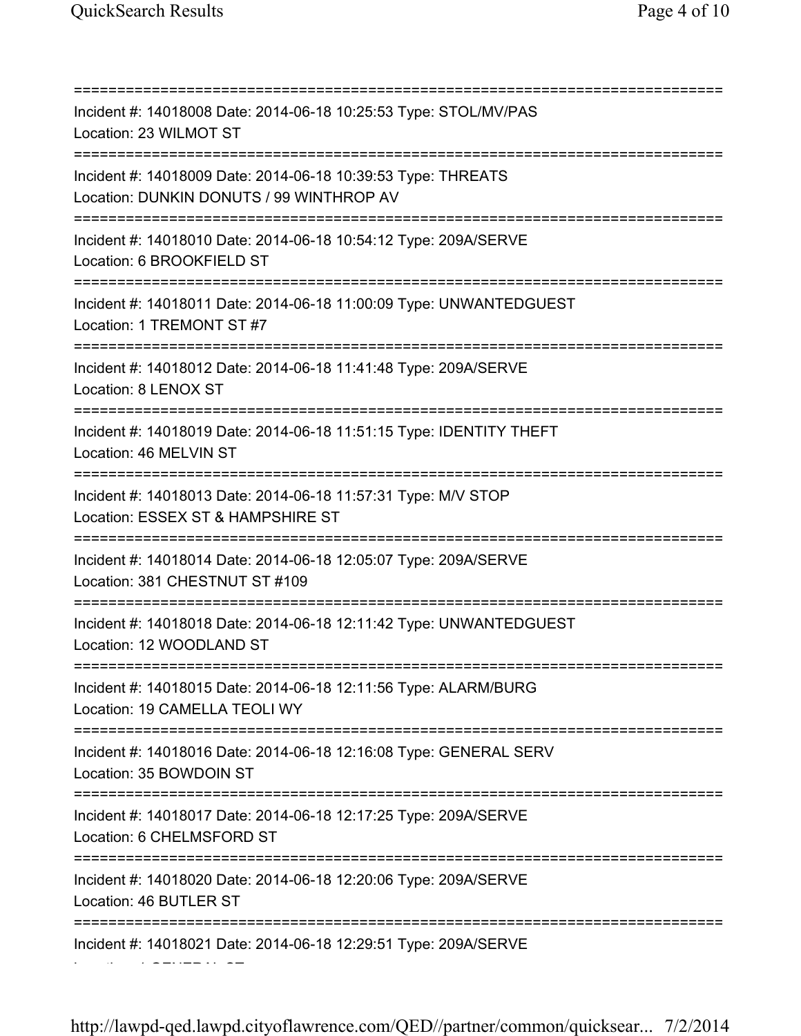===========================================================================
Incident #: 14018008 Date: 2014-06-18 10:25:53 Type: STOL/MV/PAS
Location: 23 WILMOT ST
===========================================================================
Incident #: 14018009 Date: 2014-06-18 10:39:53 Type: THREATS
Location: DUNKIN DONUTS / 99 WINTHROP AV
===========================================================================
Incident #: 14018010 Date: 2014-06-18 10:54:12 Type: 209A/SERVE
Location: 6 BROOKFIELD ST
===========================================================================
Incident #: 14018011 Date: 2014-06-18 11:00:09 Type: UNWANTEDGUEST
Location: 1 TREMONT ST #7
===========================================================================
Incident #: 14018012 Date: 2014-06-18 11:41:48 Type: 209A/SERVE
Location: 8 LENOX ST
===========================================================================
Incident #: 14018019 Date: 2014-06-18 11:51:15 Type: IDENTITY THEFT
Location: 46 MELVIN ST
===========================================================================
Incident #: 14018013 Date: 2014-06-18 11:57:31 Type: M/V STOP
Location: ESSEX ST & HAMPSHIRE ST
===========================================================================
Incident #: 14018014 Date: 2014-06-18 12:05:07 Type: 209A/SERVE
Location: 381 CHESTNUT ST #109
===========================================================================
Incident #: 14018018 Date: 2014-06-18 12:11:42 Type: UNWANTEDGUEST
Location: 12 WOODLAND ST
===========================================================================
Incident #: 14018015 Date: 2014-06-18 12:11:56 Type: ALARM/BURG
Location: 19 CAMELLA TEOLI WY
===========================================================================
Incident #: 14018016 Date: 2014-06-18 12:16:08 Type: GENERAL SERV
Location: 35 BOWDOIN ST
===========================================================================
Incident #: 14018017 Date: 2014-06-18 12:17:25 Type: 209A/SERVE
Location: 6 CHELMSFORD ST
===========================================================================
Incident #: 14018020 Date: 2014-06-18 12:20:06 Type: 209A/SERVE
Location: 46 BUTLER ST
===========================================================================
Incident #: 14018021 Date: 2014-06-18 12:29:51 Type: 209A/SERVE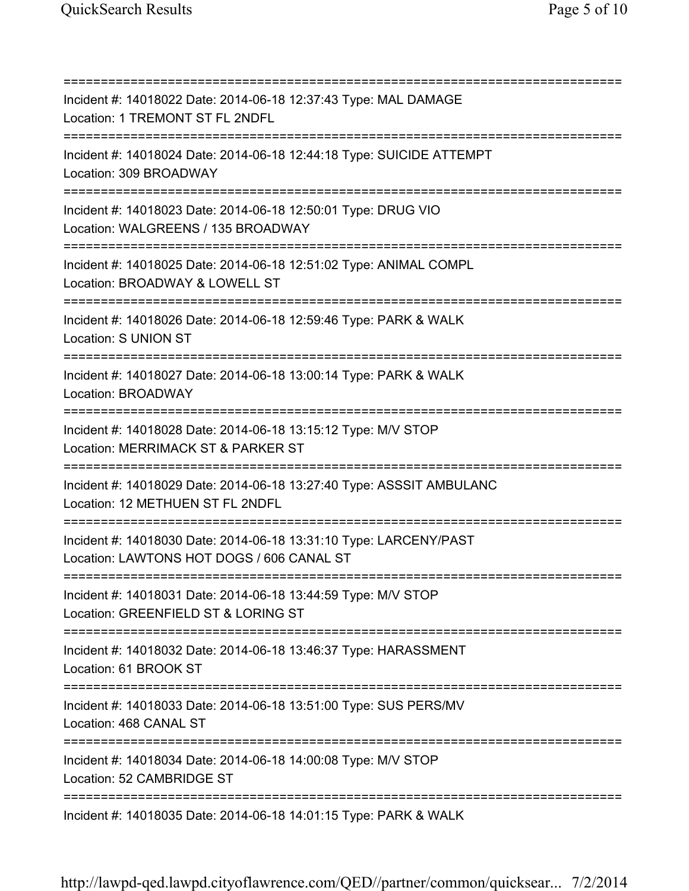===========================================================================
Incident #: 14018022 Date: 2014-06-18 12:37:43 Type: MAL DAMAGE
Location: 1 TREMONT ST FL 2NDFL
===========================================================================
Incident #: 14018024 Date: 2014-06-18 12:44:18 Type: SUICIDE ATTEMPT
Location: 309 BROADWAY
===========================================================================
Incident #: 14018023 Date: 2014-06-18 12:50:01 Type: DRUG VIO
Location: WALGREENS / 135 BROADWAY
===========================================================================
Incident #: 14018025 Date: 2014-06-18 12:51:02 Type: ANIMAL COMPL
Location: BROADWAY & LOWELL ST
===========================================================================
Incident #: 14018026 Date: 2014-06-18 12:59:46 Type: PARK & WALK
Location: S UNION ST
===========================================================================
Incident #: 14018027 Date: 2014-06-18 13:00:14 Type: PARK & WALK
Location: BROADWAY
===========================================================================
Incident #: 14018028 Date: 2014-06-18 13:15:12 Type: M/V STOP
Location: MERRIMACK ST & PARKER ST
===========================================================================
Incident #: 14018029 Date: 2014-06-18 13:27:40 Type: ASSSIT AMBULANC
Location: 12 METHUEN ST FL 2NDFL
===========================================================================
Incident #: 14018030 Date: 2014-06-18 13:31:10 Type: LARCENY/PAST
Location: LAWTONS HOT DOGS / 606 CANAL ST
===========================================================================
Incident #: 14018031 Date: 2014-06-18 13:44:59 Type: M/V STOP
Location: GREENFIELD ST & LORING ST
===========================================================================
Incident #: 14018032 Date: 2014-06-18 13:46:37 Type: HARASSMENT
Location: 61 BROOK ST
===========================================================================
Incident #: 14018033 Date: 2014-06-18 13:51:00 Type: SUS PERS/MV
Location: 468 CANAL ST
===========================================================================
Incident #: 14018034 Date: 2014-06-18 14:00:08 Type: M/V STOP
Location: 52 CAMBRIDGE ST
===========================================================================
Incident #: 14018035 Date: 2014-06-18 14:01:15 Type: PARK & WALK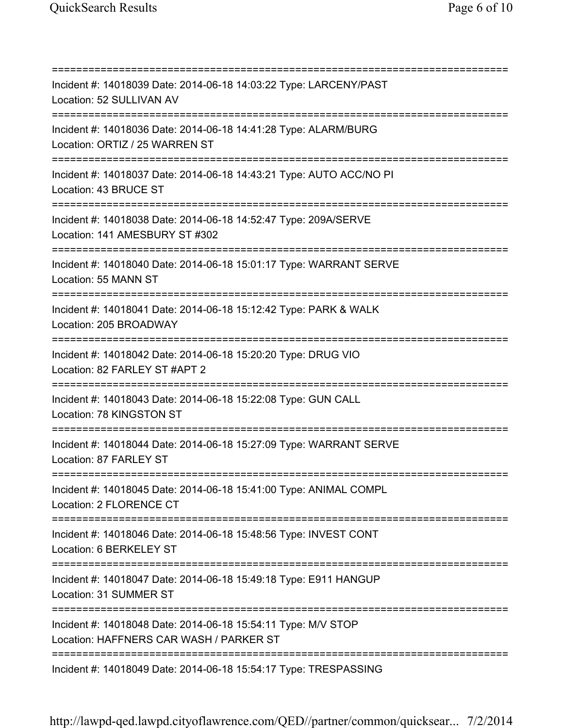==============================================================================
Incident #: 14018039 Date: 2014-06-18 14:03:22 Type: LARCENY/PAST
Location: 52 SULLIVAN AV
==============================================================================
Incident #: 14018036 Date: 2014-06-18 14:41:28 Type: ALARM/BURG
Location: ORTIZ / 25 WARREN ST
==============================================================================
Incident #: 14018037 Date: 2014-06-18 14:43:21 Type: AUTO ACC/NO PI
Location: 43 BRUCE ST
==============================================================================
Incident #: 14018038 Date: 2014-06-18 14:52:47 Type: 209A/SERVE
Location: 141 AMESBURY ST #302
==============================================================================
Incident #: 14018040 Date: 2014-06-18 15:01:17 Type: WARRANT SERVE
Location: 55 MANN ST
==============================================================================
Incident #: 14018041 Date: 2014-06-18 15:12:42 Type: PARK & WALK
Location: 205 BROADWAY
==============================================================================
Incident #: 14018042 Date: 2014-06-18 15:20:20 Type: DRUG VIO
Location: 82 FARLEY ST #APT 2
==============================================================================
Incident #: 14018043 Date: 2014-06-18 15:22:08 Type: GUN CALL
Location: 78 KINGSTON ST
==============================================================================
Incident #: 14018044 Date: 2014-06-18 15:27:09 Type: WARRANT SERVE
Location: 87 FARLEY ST
==============================================================================
Incident #: 14018045 Date: 2014-06-18 15:41:00 Type: ANIMAL COMPL
Location: 2 FLORENCE CT
==============================================================================
Incident #: 14018046 Date: 2014-06-18 15:48:56 Type: INVEST CONT
Location: 6 BERKELEY ST
==============================================================================
Incident #: 14018047 Date: 2014-06-18 15:49:18 Type: E911 HANGUP
Location: 31 SUMMER ST
==============================================================================
Incident #: 14018048 Date: 2014-06-18 15:54:11 Type: M/V STOP
Location: HAFFNERS CAR WASH / PARKER ST
==============================================================================
Incident #: 14018049 Date: 2014-06-18 15:54:17 Type: TRESPASSING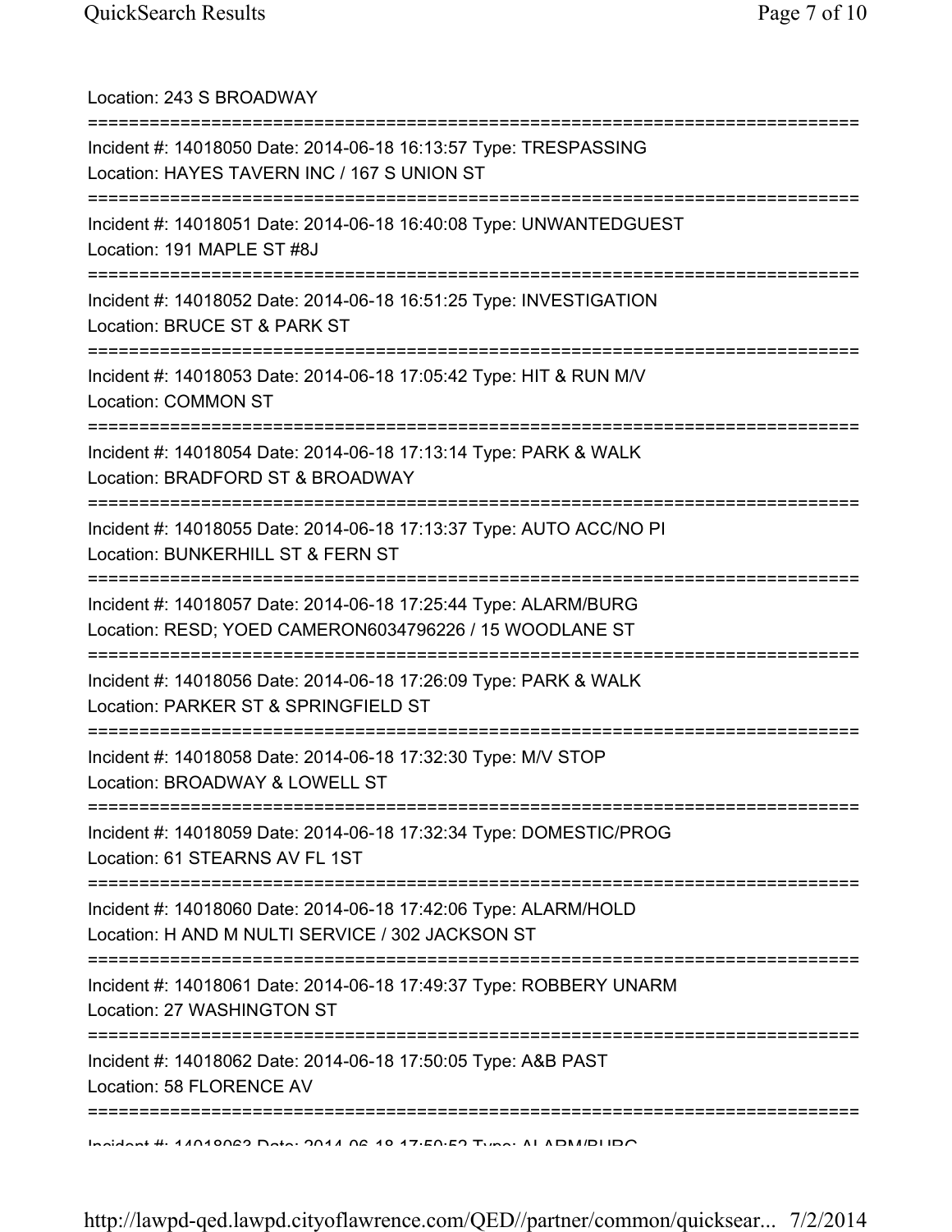Location: 243 S BROADWAY

===========================================================================

Incident #: 14018050 Date: 2014-06-18 16:13:57 Type: TRESPASSING
Location: HAYES TAVERN INC / 167 S UNION ST

===========================================================================

Incident #: 14018051 Date: 2014-06-18 16:40:08 Type: UNWANTEDGUEST
Location: 191 MAPLE ST #8J

===========================================================================

Incident #: 14018052 Date: 2014-06-18 16:51:25 Type: INVESTIGATION
Location: BRUCE ST & PARK ST

===========================================================================

Incident #: 14018053 Date: 2014-06-18 17:05:42 Type: HIT & RUN M/V
Location: COMMON ST

===========================================================================

Incident #: 14018054 Date: 2014-06-18 17:13:14 Type: PARK & WALK
Location: BRADFORD ST & BROADWAY

===========================================================================

Incident #: 14018055 Date: 2014-06-18 17:13:37 Type: AUTO ACC/NO PI
Location: BUNKERHILL ST & FERN ST

===========================================================================

Incident #: 14018057 Date: 2014-06-18 17:25:44 Type: ALARM/BURG
Location: RESD; YOED CAMERON6034796226 / 15 WOODLANE ST

===========================================================================

Incident #: 14018056 Date: 2014-06-18 17:26:09 Type: PARK & WALK
Location: PARKER ST & SPRINGFIELD ST

===========================================================================

Incident #: 14018058 Date: 2014-06-18 17:32:30 Type: M/V STOP
Location: BROADWAY & LOWELL ST

===========================================================================

Incident #: 14018059 Date: 2014-06-18 17:32:34 Type: DOMESTIC/PROG
Location: 61 STEARNS AV FL 1ST

===========================================================================

Incident #: 14018060 Date: 2014-06-18 17:42:06 Type: ALARM/HOLD
Location: H AND M NULTI SERVICE / 302 JACKSON ST

===========================================================================

Incident #: 14018061 Date: 2014-06-18 17:49:37 Type: ROBBERY UNARM
Location: 27 WASHINGTON ST

===========================================================================

Incident #: 14018062 Date: 2014-06-18 17:50:05 Type: A&B PAST
Location: 58 FLORENCE AV

===========================================================================

Incident #: 14018063 Date: 2014-06-18 17:50:52 Type: ALARM/BURG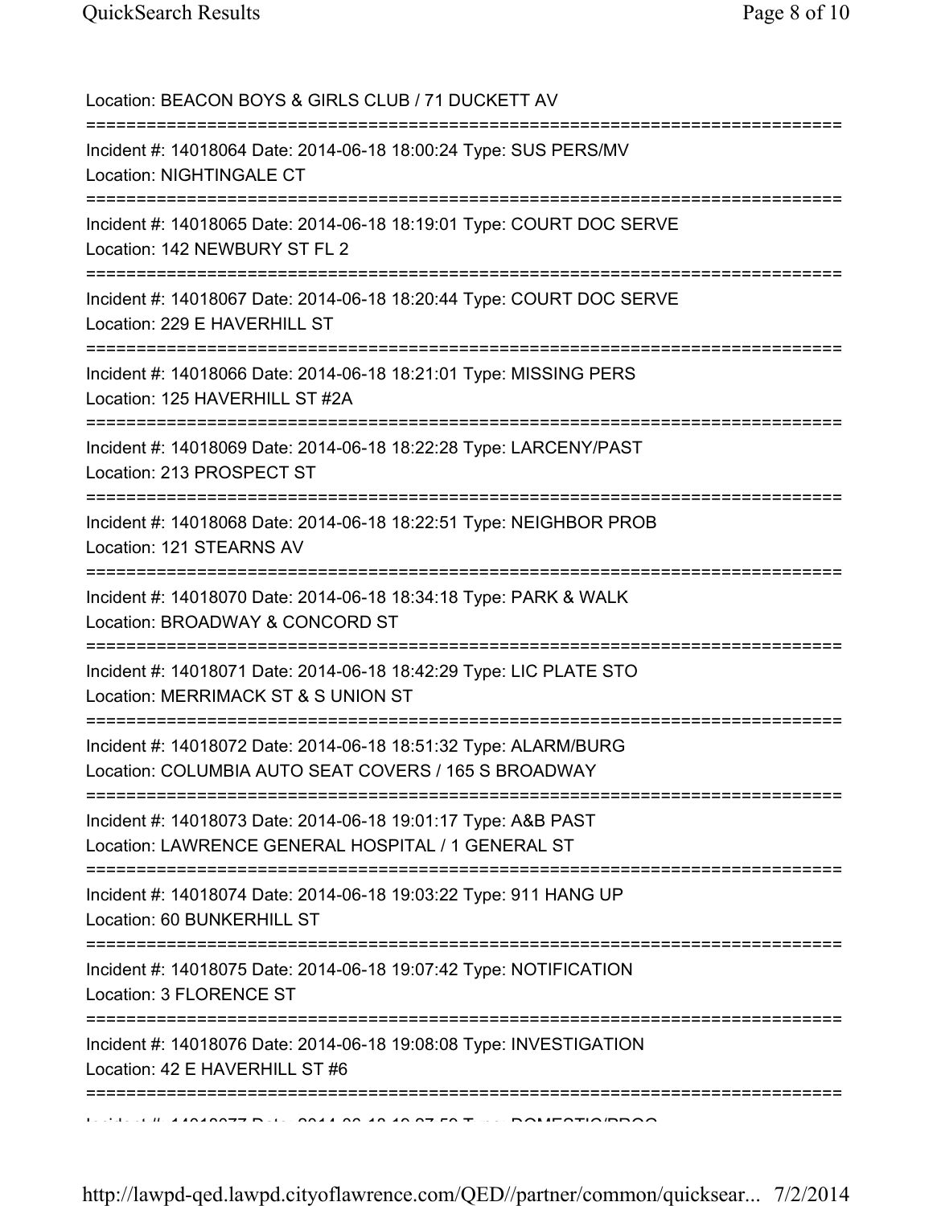Location: BEACON BOYS & GIRLS CLUB / 71 DUCKETT AV

===========================================================================

Incident #: 14018064 Date: 2014-06-18 18:00:24 Type: SUS PERS/MV
Location: NIGHTINGALE CT

===========================================================================

Incident #: 14018065 Date: 2014-06-18 18:19:01 Type: COURT DOC SERVE
Location: 142 NEWBURY ST FL 2

===========================================================================

Incident #: 14018067 Date: 2014-06-18 18:20:44 Type: COURT DOC SERVE
Location: 229 E HAVERHILL ST

===========================================================================

Incident #: 14018066 Date: 2014-06-18 18:21:01 Type: MISSING PERS
Location: 125 HAVERHILL ST #2A

===========================================================================

Incident #: 14018069 Date: 2014-06-18 18:22:28 Type: LARCENY/PAST
Location: 213 PROSPECT ST

===========================================================================

Incident #: 14018068 Date: 2014-06-18 18:22:51 Type: NEIGHBOR PROB
Location: 121 STEARNS AV

===========================================================================

Incident #: 14018070 Date: 2014-06-18 18:34:18 Type: PARK & WALK
Location: BROADWAY & CONCORD ST

===========================================================================

Incident #: 14018071 Date: 2014-06-18 18:42:29 Type: LIC PLATE STO
Location: MERRIMACK ST & S UNION ST

===========================================================================

Incident #: 14018072 Date: 2014-06-18 18:51:32 Type: ALARM/BURG
Location: COLUMBIA AUTO SEAT COVERS / 165 S BROADWAY

===========================================================================

Incident #: 14018073 Date: 2014-06-18 19:01:17 Type: A&B PAST
Location: LAWRENCE GENERAL HOSPITAL / 1 GENERAL ST

===========================================================================

Incident #: 14018074 Date: 2014-06-18 19:03:22 Type: 911 HANG UP
Location: 60 BUNKERHILL ST

===========================================================================

Incident #: 14018075 Date: 2014-06-18 19:07:42 Type: NOTIFICATION
Location: 3 FLORENCE ST

===========================================================================

Incident #: 14018076 Date: 2014-06-18 19:08:08 Type: INVESTIGATION
Location: 42 E HAVERHILL ST #6

===========================================================================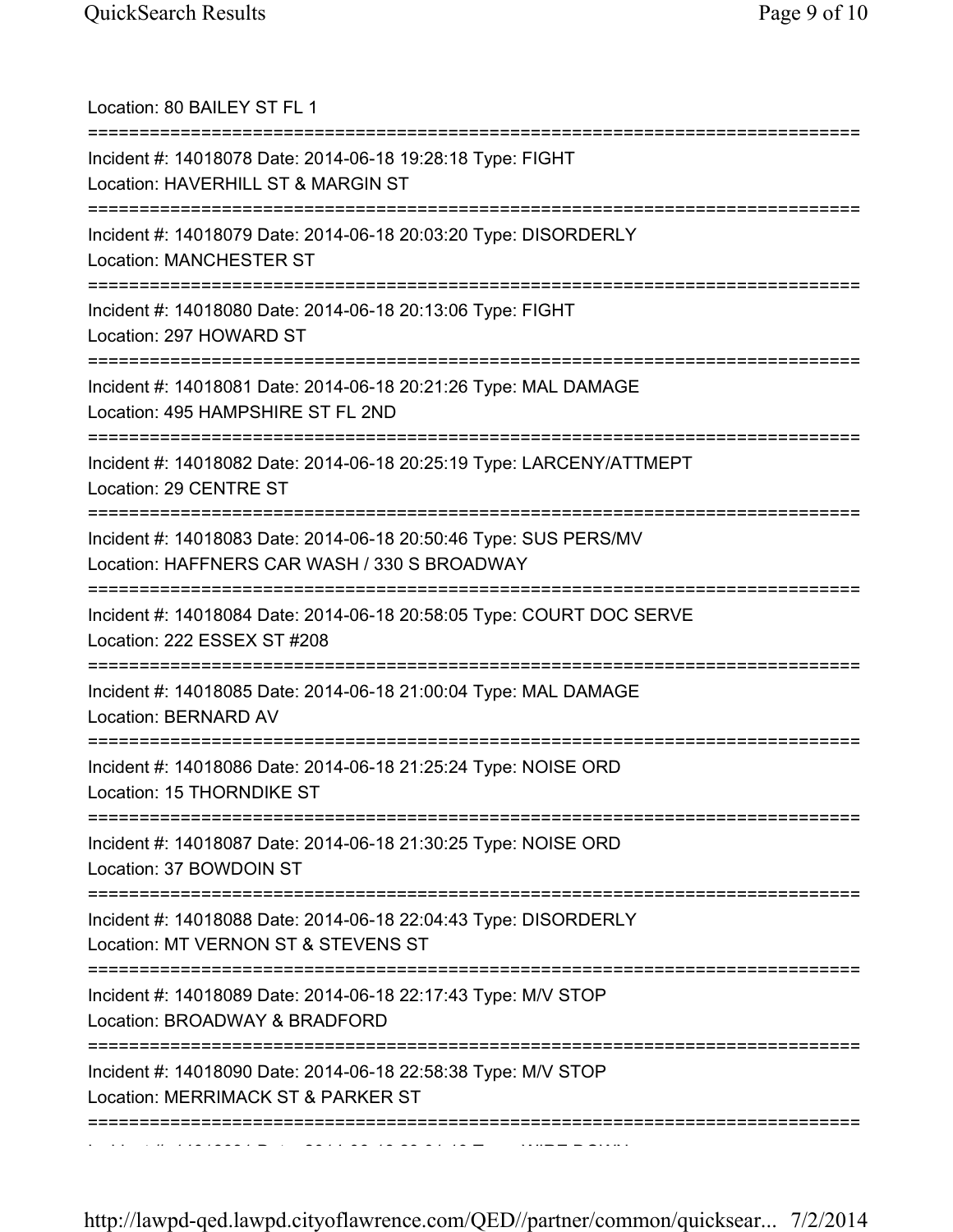Location: 80 BAILEY ST FL 1

===========================================================================

Incident #: 14018078 Date: 2014-06-18 19:28:18 Type: FIGHT
Location: HAVERHILL ST & MARGIN ST

===========================================================================

Incident #: 14018079 Date: 2014-06-18 20:03:20 Type: DISORDERLY
Location: MANCHESTER ST

===========================================================================

Incident #: 14018080 Date: 2014-06-18 20:13:06 Type: FIGHT
Location: 297 HOWARD ST

===========================================================================

Incident #: 14018081 Date: 2014-06-18 20:21:26 Type: MAL DAMAGE
Location: 495 HAMPSHIRE ST FL 2ND

===========================================================================

Incident #: 14018082 Date: 2014-06-18 20:25:19 Type: LARCENY/ATTMEPT
Location: 29 CENTRE ST

===========================================================================

Incident #: 14018083 Date: 2014-06-18 20:50:46 Type: SUS PERS/MV
Location: HAFFNERS CAR WASH / 330 S BROADWAY

===========================================================================

Incident #: 14018084 Date: 2014-06-18 20:58:05 Type: COURT DOC SERVE
Location: 222 ESSEX ST #208

===========================================================================

Incident #: 14018085 Date: 2014-06-18 21:00:04 Type: MAL DAMAGE
Location: BERNARD AV

===========================================================================

Incident #: 14018086 Date: 2014-06-18 21:25:24 Type: NOISE ORD
Location: 15 THORNDIKE ST

===========================================================================

Incident #: 14018087 Date: 2014-06-18 21:30:25 Type: NOISE ORD
Location: 37 BOWDOIN ST

===========================================================================

Incident #: 14018088 Date: 2014-06-18 22:04:43 Type: DISORDERLY
Location: MT VERNON ST & STEVENS ST

===========================================================================

Incident #: 14018089 Date: 2014-06-18 22:17:43 Type: M/V STOP
Location: BROADWAY & BRADFORD

===========================================================================

Incident #: 14018090 Date: 2014-06-18 22:58:38 Type: M/V STOP
Location: MERRIMACK ST & PARKER ST

===========================================================================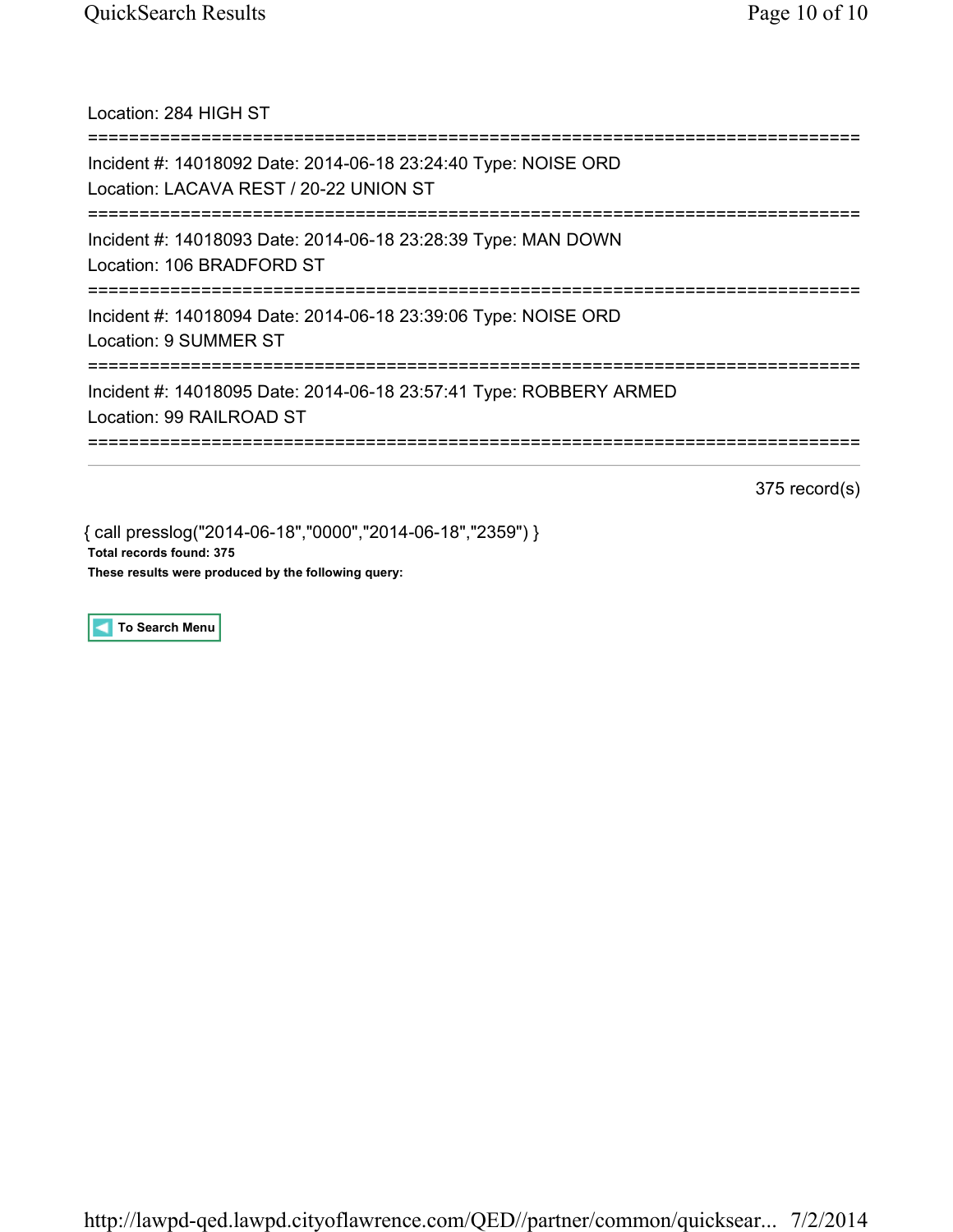Location: 284 HIGH ST

===========================================================================

Incident #: 14018092 Date: 2014-06-18 23:24:40 Type: NOISE ORD

Location: LACAVA REST / 20-22 UNION ST

===========================================================================

Incident #: 14018093 Date: 2014-06-18 23:28:39 Type: MAN DOWN

Location: 106 BRADFORD ST

===========================================================================

Incident #: 14018094 Date: 2014-06-18 23:39:06 Type: NOISE ORD

Location: 9 SUMMER ST

===========================================================================

Incident #: 14018095 Date: 2014-06-18 23:57:41 Type: ROBBERY ARMED

Location: 99 RAILROAD ST

===========================================================================

---

375 record(s)

{ call presslog("2014-06-18","0000","2014-06-18","2359") }

**Total records found: 375**

**These results were produced by the following query:**

**To Search Menu**